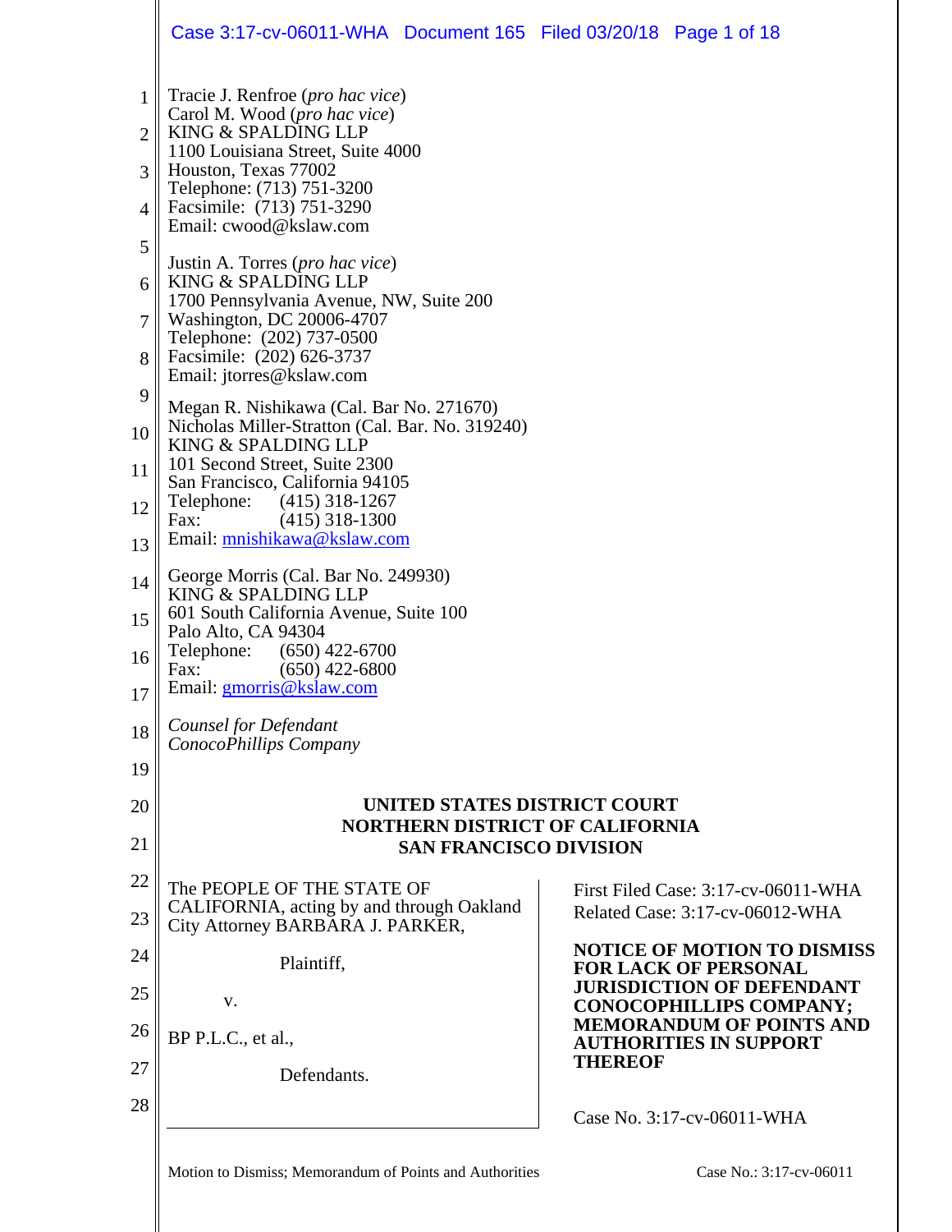Tracie J. Renfroe (*pro hac vice*)
Carol M. Wood (*pro hac vice*)
KING & SPALDING LLP
1100 Louisiana Street, Suite 4000
Houston, Texas 77002
Telephone: (713) 751-3200
Facsimile: (713) 751-3290
Email: cwood@kslaw.com

Justin A. Torres (*pro hac vice*)
KING & SPALDING LLP
1700 Pennsylvania Avenue, NW, Suite 200
Washington, DC 20006-4707
Telephone: (202) 737-0500
Facsimile: (202) 626-3737
Email: jtorres@kslaw.com

Megan R. Nishikawa (Cal. Bar No. 271670)
Nicholas Miller-Stratton (Cal. Bar. No. 319240)
KING & SPALDING LLP
101 Second Street, Suite 2300
San Francisco, California 94105
Telephone: (415) 318-1267
Fax: (415) 318-1300
Email: mnishikawa@kslaw.com

George Morris (Cal. Bar No. 249930)
KING & SPALDING LLP
601 South California Avenue, Suite 100
Palo Alto, CA 94304
Telephone: (650) 422-6700
Fax: (650) 422-6800
Email: gmorris@kslaw.com

*Counsel for Defendant*
*ConocoPhillips Company*

**UNITED STATES DISTRICT COURT**
**NORTHERN DISTRICT OF CALIFORNIA**
**SAN FRANCISCO DIVISION**

The PEOPLE OF THE STATE OF CALIFORNIA, acting by and through Oakland City Attorney BARBARA J. PARKER,

Plaintiff,

v.

BP P.L.C., et al.,

Defendants.

First Filed Case: 3:17-cv-06011-WHA
Related Case: 3:17-cv-06012-WHA

**NOTICE OF MOTION TO DISMISS FOR LACK OF PERSONAL JURISDICTION OF DEFENDANT CONOCOPHILLIPS COMPANY; MEMORANDUM OF POINTS AND AUTHORITIES IN SUPPORT THEREOF**

Case No. 3:17-cv-06011-WHA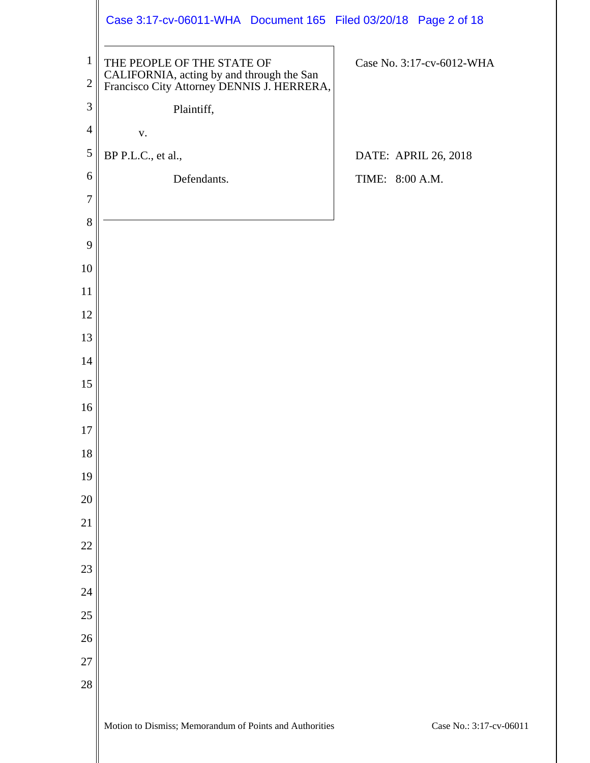| | |
|---|---|
| THE PEOPLE OF THE STATE OF CALIFORNIA, acting by and through the San Francisco City Attorney DENNIS J. HERRERA,<br><br>Plaintiff,<br><br>v.<br><br>BP P.L.C., et al.,<br><br>Defendants. | Case No. 3:17-cv-6012-WHA<br><br>DATE: APRIL 26, 2018<br><br>TIME: 8:00 A.M. |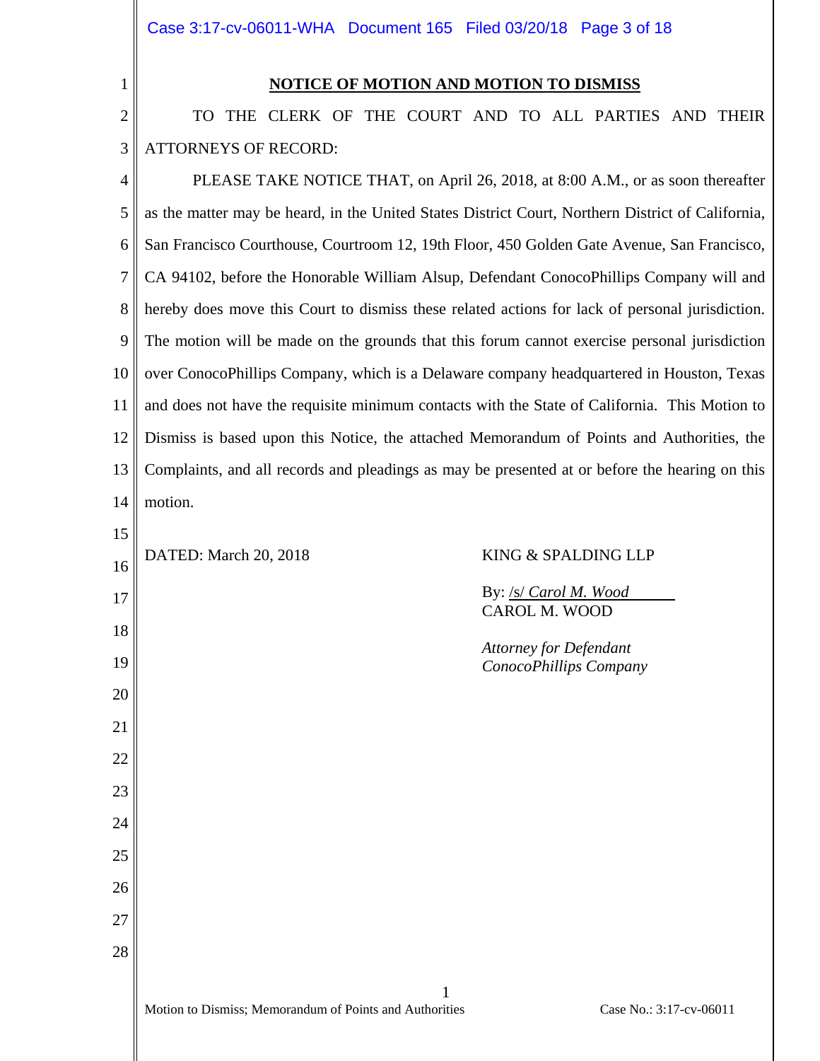## NOTICE OF MOTION AND MOTION TO DISMISS

TO THE CLERK OF THE COURT AND TO ALL PARTIES AND THEIR ATTORNEYS OF RECORD:

PLEASE TAKE NOTICE THAT, on April 26, 2018, at 8:00 A.M., or as soon thereafter as the matter may be heard, in the United States District Court, Northern District of California, San Francisco Courthouse, Courtroom 12, 19th Floor, 450 Golden Gate Avenue, San Francisco, CA 94102, before the Honorable William Alsup, Defendant ConocoPhillips Company will and hereby does move this Court to dismiss these related actions for lack of personal jurisdiction. The motion will be made on the grounds that this forum cannot exercise personal jurisdiction over ConocoPhillips Company, which is a Delaware company headquartered in Houston, Texas and does not have the requisite minimum contacts with the State of California. This Motion to Dismiss is based upon this Notice, the attached Memorandum of Points and Authorities, the Complaints, and all records and pleadings as may be presented at or before the hearing on this motion.

DATED: March 20, 2018

KING & SPALDING LLP

By: /s/ *Carol M. Wood*
CAROL M. WOOD

*Attorney for Defendant ConocoPhillips Company*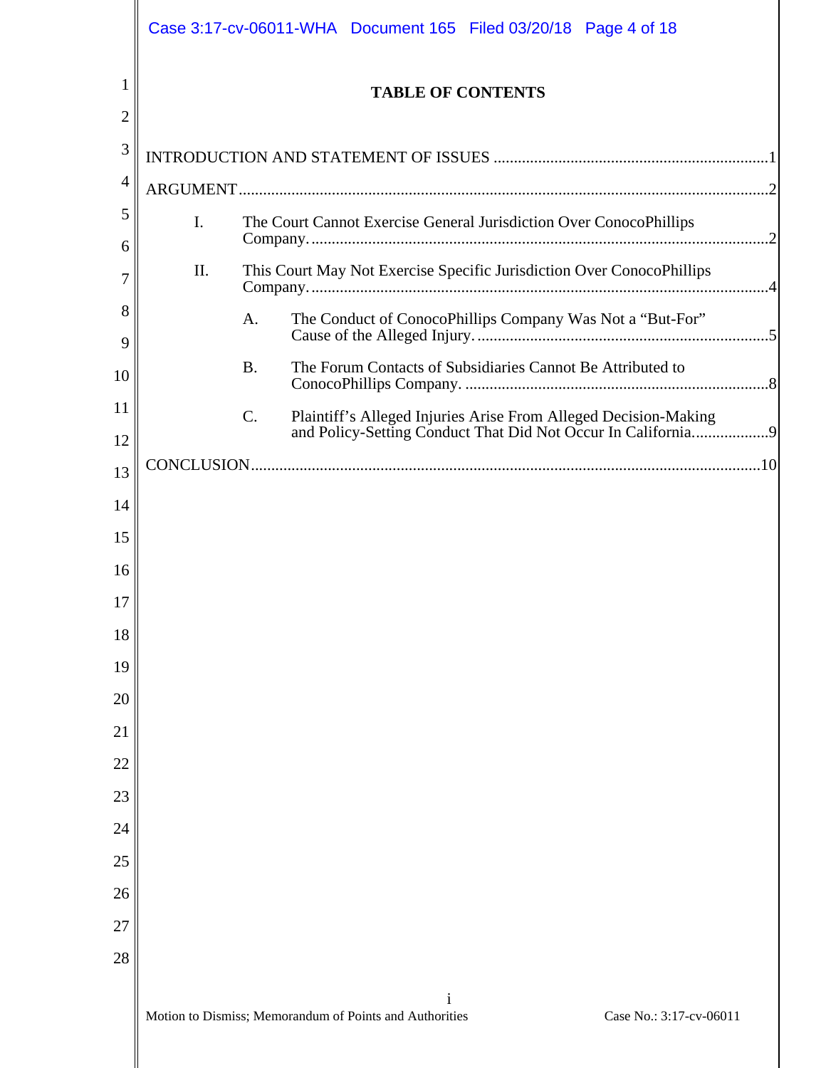# TABLE OF CONTENTS

INTRODUCTION AND STATEMENT OF ISSUES ....................................................................1

ARGUMENT....................................................................................................................................2

I. The Court Cannot Exercise General Jurisdiction Over ConocoPhillips Company. ....................................................................................................................2

II. This Court May Not Exercise Specific Jurisdiction Over ConocoPhillips Company. ....................................................................................................................4

   A. The Conduct of ConocoPhillips Company Was Not a "But-For" Cause of the Alleged Injury. .........................................................................5

   B. The Forum Contacts of Subsidiaries Cannot Be Attributed to ConocoPhillips Company. ...........................................................................8

   C. Plaintiff's Alleged Injuries Arise From Alleged Decision-Making and Policy-Setting Conduct That Did Not Occur In California...................9

CONCLUSION..............................................................................................................................10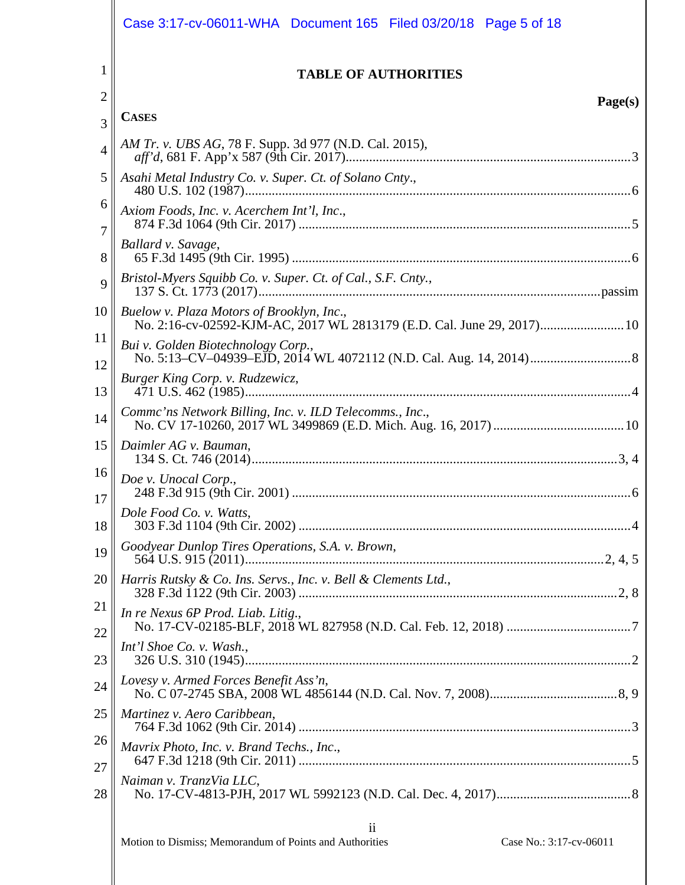# TABLE OF AUTHORITIES

**Page(s)**

**CASES**

*AM Tr. v. UBS AG*, 78 F. Supp. 3d 977 (N.D. Cal. 2015), *aff'd*, 681 F. App'x 587 (9th Cir. 2017) .... 3

*Asahi Metal Industry Co. v. Super. Ct. of Solano Cnty*., 480 U.S. 102 (1987) .... 6

*Axiom Foods, Inc. v. Acerchem Int'l, Inc*., 874 F.3d 1064 (9th Cir. 2017) .... 5

*Ballard v. Savage*, 65 F.3d 1495 (9th Cir. 1995) .... 6

*Bristol-Myers Squibb Co. v. Super. Ct. of Cal., S.F. Cnty.*, 137 S. Ct. 1773 (2017) .... passim

*Buelow v. Plaza Motors of Brooklyn, Inc*., No. 2:16-cv-02592-KJM-AC, 2017 WL 2813179 (E.D. Cal. June 29, 2017) .... 10

*Bui v. Golden Biotechnology Corp.*, No. 5:13–CV–04939–EJD, 2014 WL 4072112 (N.D. Cal. Aug. 14, 2014) .... 8

*Burger King Corp. v. Rudzewicz*, 471 U.S. 462 (1985) .... 4

*Commc'ns Network Billing, Inc. v. ILD Telecomms., Inc*., No. CV 17-10260, 2017 WL 3499869 (E.D. Mich. Aug. 16, 2017) .... 10

*Daimler AG v. Bauman*, 134 S. Ct. 746 (2014) .... 3, 4

*Doe v. Unocal Corp*., 248 F.3d 915 (9th Cir. 2001) .... 6

*Dole Food Co. v. Watts*, 303 F.3d 1104 (9th Cir. 2002) .... 4

*Goodyear Dunlop Tires Operations, S.A. v. Brown*, 564 U.S. 915 (2011) .... 2, 4, 5

*Harris Rutsky & Co. Ins. Servs., Inc. v. Bell & Clements Ltd*., 328 F.3d 1122 (9th Cir. 2003) .... 2, 8

*In re Nexus 6P Prod. Liab. Litig*., No. 17-CV-02185-BLF, 2018 WL 827958 (N.D. Cal. Feb. 12, 2018) .... 7

*Int'l Shoe Co. v. Wash.*, 326 U.S. 310 (1945) .... 2

*Lovesy v. Armed Forces Benefit Ass'n*, No. C 07-2745 SBA, 2008 WL 4856144 (N.D. Cal. Nov. 7, 2008) .... 8, 9

*Martinez v. Aero Caribbean*, 764 F.3d 1062 (9th Cir. 2014) .... 3

*Mavrix Photo, Inc. v. Brand Techs., Inc*., 647 F.3d 1218 (9th Cir. 2011) .... 5

*Naiman v. TranzVia LLC*, No. 17-CV-4813-PJH, 2017 WL 5992123 (N.D. Cal. Dec. 4, 2017) .... 8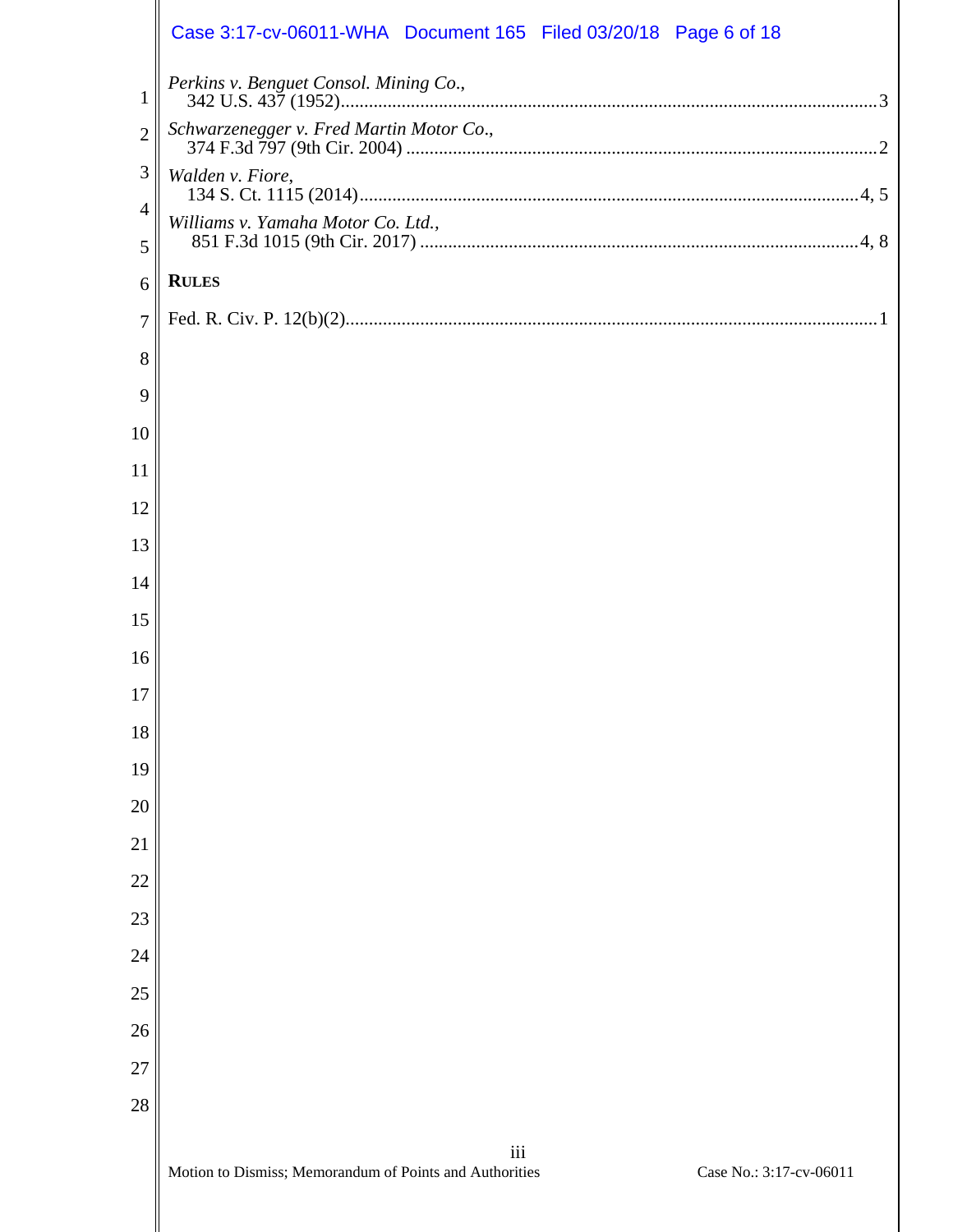*Perkins v. Benguet Consol. Mining Co.*,
342 U.S. 437 (1952)........................................................................................................3

*Schwarzenegger v. Fred Martin Motor Co.*,
374 F.3d 797 (9th Cir. 2004) ............................................................................................2

*Walden v. Fiore*,
134 S. Ct. 1115 (2014)..................................................................................................4, 5

*Williams v. Yamaha Motor Co. Ltd.*,
851 F.3d 1015 (9th Cir. 2017) .......................................................................................4, 8

**RULES**

Fed. R. Civ. P. 12(b)(2).........................................................................................................1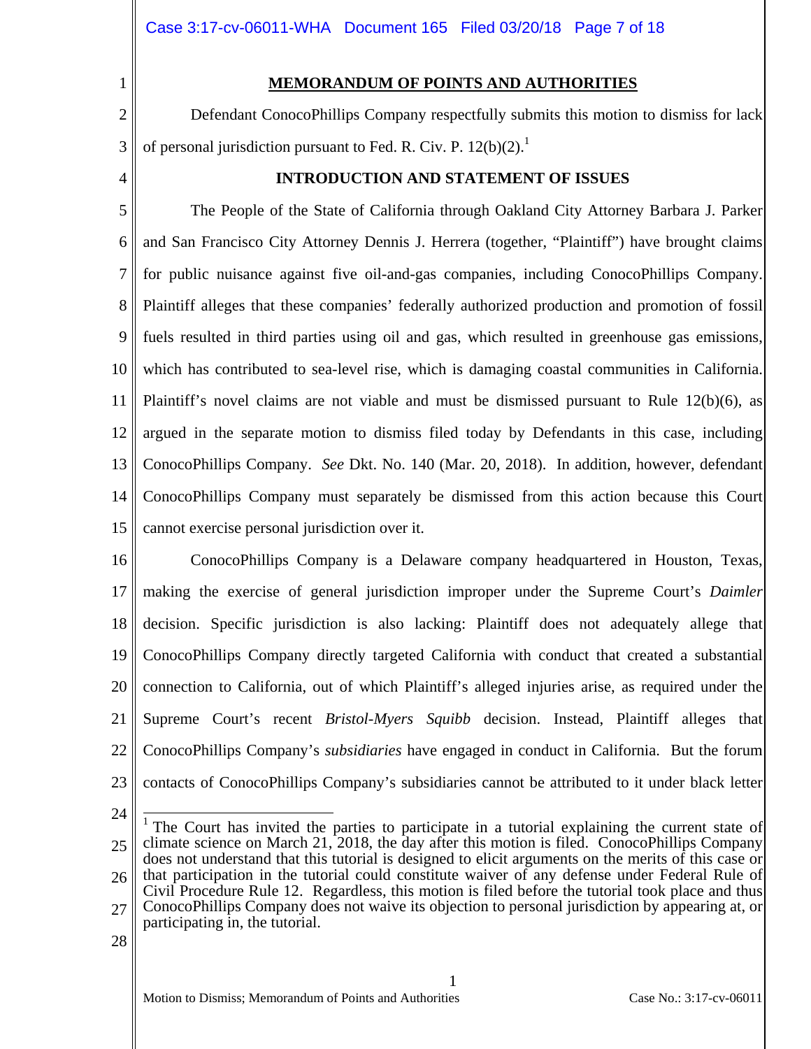## MEMORANDUM OF POINTS AND AUTHORITIES

Defendant ConocoPhillips Company respectfully submits this motion to dismiss for lack of personal jurisdiction pursuant to Fed. R. Civ. P. 12(b)(2).[1]

## INTRODUCTION AND STATEMENT OF ISSUES

The People of the State of California through Oakland City Attorney Barbara J. Parker and San Francisco City Attorney Dennis J. Herrera (together, "Plaintiff") have brought claims for public nuisance against five oil-and-gas companies, including ConocoPhillips Company. Plaintiff alleges that these companies' federally authorized production and promotion of fossil fuels resulted in third parties using oil and gas, which resulted in greenhouse gas emissions, which has contributed to sea-level rise, which is damaging coastal communities in California. Plaintiff's novel claims are not viable and must be dismissed pursuant to Rule 12(b)(6), as argued in the separate motion to dismiss filed today by Defendants in this case, including ConocoPhillips Company. *See* Dkt. No. 140 (Mar. 20, 2018). In addition, however, defendant ConocoPhillips Company must separately be dismissed from this action because this Court cannot exercise personal jurisdiction over it.

ConocoPhillips Company is a Delaware company headquartered in Houston, Texas, making the exercise of general jurisdiction improper under the Supreme Court's *Daimler* decision. Specific jurisdiction is also lacking: Plaintiff does not adequately allege that ConocoPhillips Company directly targeted California with conduct that created a substantial connection to California, out of which Plaintiff's alleged injuries arise, as required under the Supreme Court's recent *Bristol-Myers Squibb* decision. Instead, Plaintiff alleges that ConocoPhillips Company's *subsidiaries* have engaged in conduct in California. But the forum contacts of ConocoPhillips Company's subsidiaries cannot be attributed to it under black letter

---

[1] The Court has invited the parties to participate in a tutorial explaining the current state of climate science on March 21, 2018, the day after this motion is filed. ConocoPhillips Company does not understand that this tutorial is designed to elicit arguments on the merits of this case or that participation in the tutorial could constitute waiver of any defense under Federal Rule of Civil Procedure Rule 12. Regardless, this motion is filed before the tutorial took place and thus ConocoPhillips Company does not waive its objection to personal jurisdiction by appearing at, or participating in, the tutorial.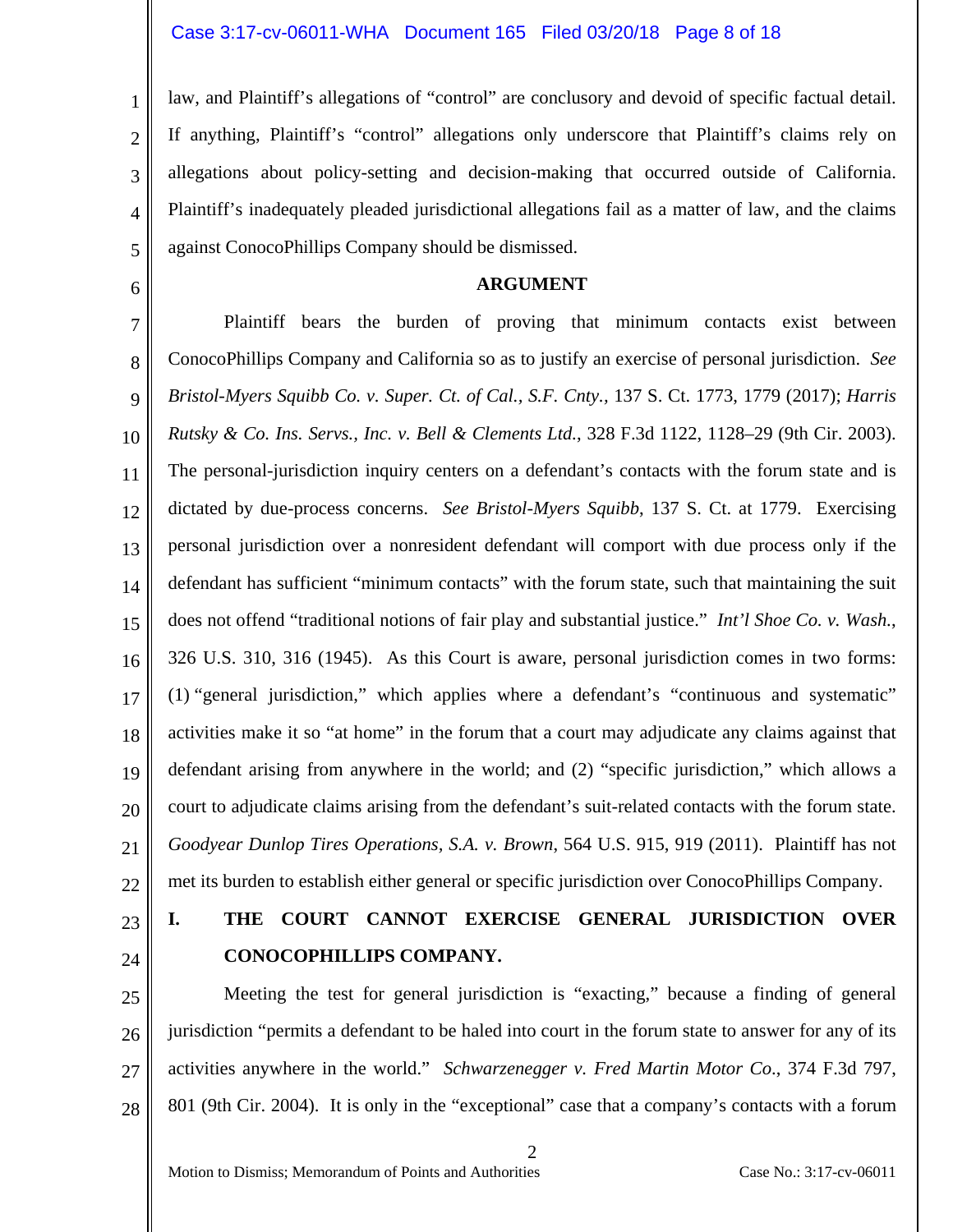law, and Plaintiff's allegations of "control" are conclusory and devoid of specific factual detail. If anything, Plaintiff's "control" allegations only underscore that Plaintiff's claims rely on allegations about policy-setting and decision-making that occurred outside of California. Plaintiff's inadequately pleaded jurisdictional allegations fail as a matter of law, and the claims against ConocoPhillips Company should be dismissed.

## ARGUMENT

Plaintiff bears the burden of proving that minimum contacts exist between ConocoPhillips Company and California so as to justify an exercise of personal jurisdiction. *See Bristol-Myers Squibb Co. v. Super. Ct. of Cal., S.F. Cnty.*, 137 S. Ct. 1773, 1779 (2017); *Harris Rutsky & Co. Ins. Servs., Inc. v. Bell & Clements Ltd.*, 328 F.3d 1122, 1128–29 (9th Cir. 2003). The personal-jurisdiction inquiry centers on a defendant's contacts with the forum state and is dictated by due-process concerns. *See Bristol-Myers Squibb*, 137 S. Ct. at 1779. Exercising personal jurisdiction over a nonresident defendant will comport with due process only if the defendant has sufficient "minimum contacts" with the forum state, such that maintaining the suit does not offend "traditional notions of fair play and substantial justice." *Int'l Shoe Co. v. Wash.*, 326 U.S. 310, 316 (1945). As this Court is aware, personal jurisdiction comes in two forms: (1) "general jurisdiction," which applies where a defendant's "continuous and systematic" activities make it so "at home" in the forum that a court may adjudicate any claims against that defendant arising from anywhere in the world; and (2) "specific jurisdiction," which allows a court to adjudicate claims arising from the defendant's suit-related contacts with the forum state. *Goodyear Dunlop Tires Operations, S.A. v. Brown*, 564 U.S. 915, 919 (2011). Plaintiff has not met its burden to establish either general or specific jurisdiction over ConocoPhillips Company.

### I. THE COURT CANNOT EXERCISE GENERAL JURISDICTION OVER CONOCOPHILLIPS COMPANY.

Meeting the test for general jurisdiction is "exacting," because a finding of general jurisdiction "permits a defendant to be haled into court in the forum state to answer for any of its activities anywhere in the world." *Schwarzenegger v. Fred Martin Motor Co.*, 374 F.3d 797, 801 (9th Cir. 2004). It is only in the "exceptional" case that a company's contacts with a forum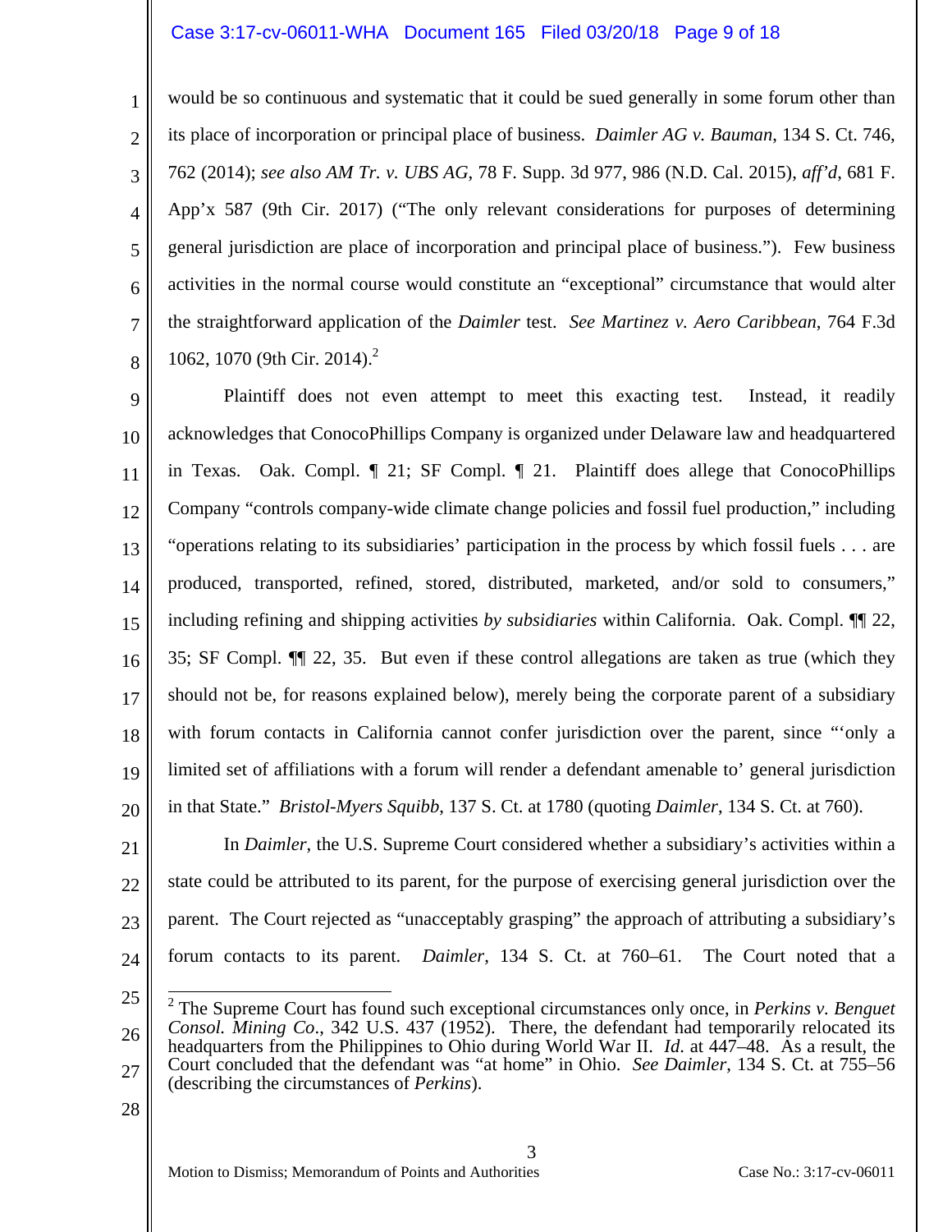would be so continuous and systematic that it could be sued generally in some forum other than its place of incorporation or principal place of business. *Daimler AG v. Bauman*, 134 S. Ct. 746, 762 (2014); *see also AM Tr. v. UBS AG*, 78 F. Supp. 3d 977, 986 (N.D. Cal. 2015), *aff'd*, 681 F. App'x 587 (9th Cir. 2017) ("The only relevant considerations for purposes of determining general jurisdiction are place of incorporation and principal place of business."). Few business activities in the normal course would constitute an "exceptional" circumstance that would alter the straightforward application of the *Daimler* test. *See Martinez v. Aero Caribbean*, 764 F.3d 1062, 1070 (9th Cir. 2014).[2]

Plaintiff does not even attempt to meet this exacting test. Instead, it readily acknowledges that ConocoPhillips Company is organized under Delaware law and headquartered in Texas. Oak. Compl. ¶ 21; SF Compl. ¶ 21. Plaintiff does allege that ConocoPhillips Company "controls company-wide climate change policies and fossil fuel production," including "operations relating to its subsidiaries' participation in the process by which fossil fuels . . . are produced, transported, refined, stored, distributed, marketed, and/or sold to consumers," including refining and shipping activities *by subsidiaries* within California. Oak. Compl. ¶¶ 22, 35; SF Compl. ¶¶ 22, 35. But even if these control allegations are taken as true (which they should not be, for reasons explained below), merely being the corporate parent of a subsidiary with forum contacts in California cannot confer jurisdiction over the parent, since "'only a limited set of affiliations with a forum will render a defendant amenable to' general jurisdiction in that State." *Bristol-Myers Squibb*, 137 S. Ct. at 1780 (quoting *Daimler*, 134 S. Ct. at 760).

In *Daimler*, the U.S. Supreme Court considered whether a subsidiary's activities within a state could be attributed to its parent, for the purpose of exercising general jurisdiction over the parent. The Court rejected as "unacceptably grasping" the approach of attributing a subsidiary's forum contacts to its parent. *Daimler*, 134 S. Ct. at 760–61. The Court noted that a

---

[2] The Supreme Court has found such exceptional circumstances only once, in *Perkins v. Benguet Consol. Mining Co.*, 342 U.S. 437 (1952). There, the defendant had temporarily relocated its headquarters from the Philippines to Ohio during World War II. *Id.* at 447–48. As a result, the Court concluded that the defendant was "at home" in Ohio. *See Daimler*, 134 S. Ct. at 755–56 (describing the circumstances of *Perkins*).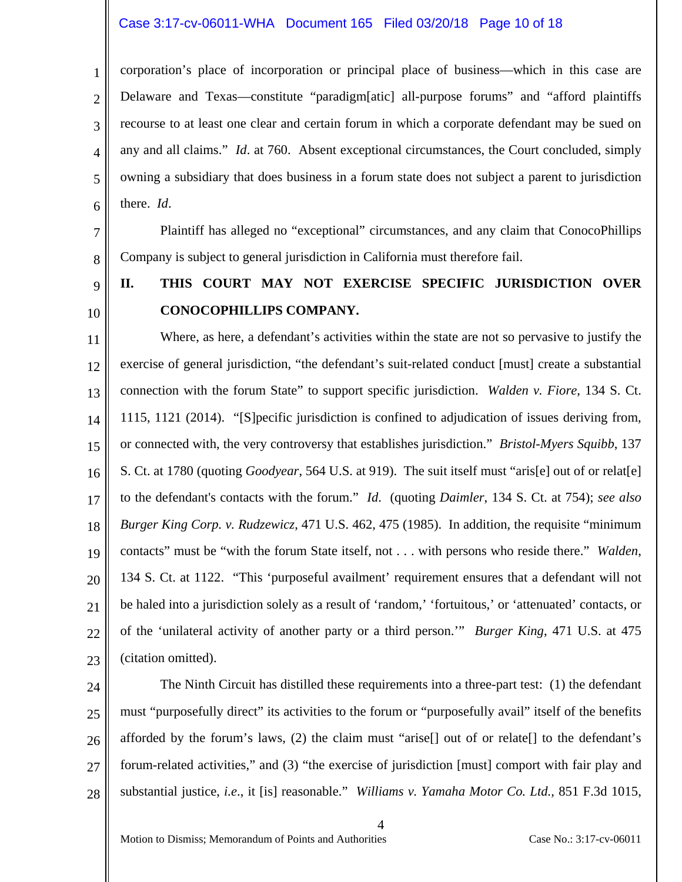corporation's place of incorporation or principal place of business—which in this case are Delaware and Texas—constitute "paradigm[atic] all-purpose forums" and "afford plaintiffs recourse to at least one clear and certain forum in which a corporate defendant may be sued on any and all claims." *Id*. at 760. Absent exceptional circumstances, the Court concluded, simply owning a subsidiary that does business in a forum state does not subject a parent to jurisdiction there. *Id*.

Plaintiff has alleged no "exceptional" circumstances, and any claim that ConocoPhillips Company is subject to general jurisdiction in California must therefore fail.

## II. THIS COURT MAY NOT EXERCISE SPECIFIC JURISDICTION OVER CONOCOPHILLIPS COMPANY.

Where, as here, a defendant's activities within the state are not so pervasive to justify the exercise of general jurisdiction, "the defendant's suit-related conduct [must] create a substantial connection with the forum State" to support specific jurisdiction. *Walden v. Fiore*, 134 S. Ct. 1115, 1121 (2014). "[S]pecific jurisdiction is confined to adjudication of issues deriving from, or connected with, the very controversy that establishes jurisdiction." *Bristol-Myers Squibb*, 137 S. Ct. at 1780 (quoting *Goodyear*, 564 U.S. at 919). The suit itself must "aris[e] out of or relat[e] to the defendant's contacts with the forum." *Id*. (quoting *Daimler*, 134 S. Ct. at 754); *see also Burger King Corp. v. Rudzewicz*, 471 U.S. 462, 475 (1985). In addition, the requisite "minimum contacts" must be "with the forum State itself, not . . . with persons who reside there." *Walden*, 134 S. Ct. at 1122. "This 'purposeful availment' requirement ensures that a defendant will not be haled into a jurisdiction solely as a result of 'random,' 'fortuitous,' or 'attenuated' contacts, or of the 'unilateral activity of another party or a third person.'" *Burger King*, 471 U.S. at 475 (citation omitted).

The Ninth Circuit has distilled these requirements into a three-part test: (1) the defendant must "purposefully direct" its activities to the forum or "purposefully avail" itself of the benefits afforded by the forum's laws, (2) the claim must "arise[] out of or relate[] to the defendant's forum-related activities," and (3) "the exercise of jurisdiction [must] comport with fair play and substantial justice, *i.e*., it [is] reasonable." *Williams v. Yamaha Motor Co. Ltd.*, 851 F.3d 1015,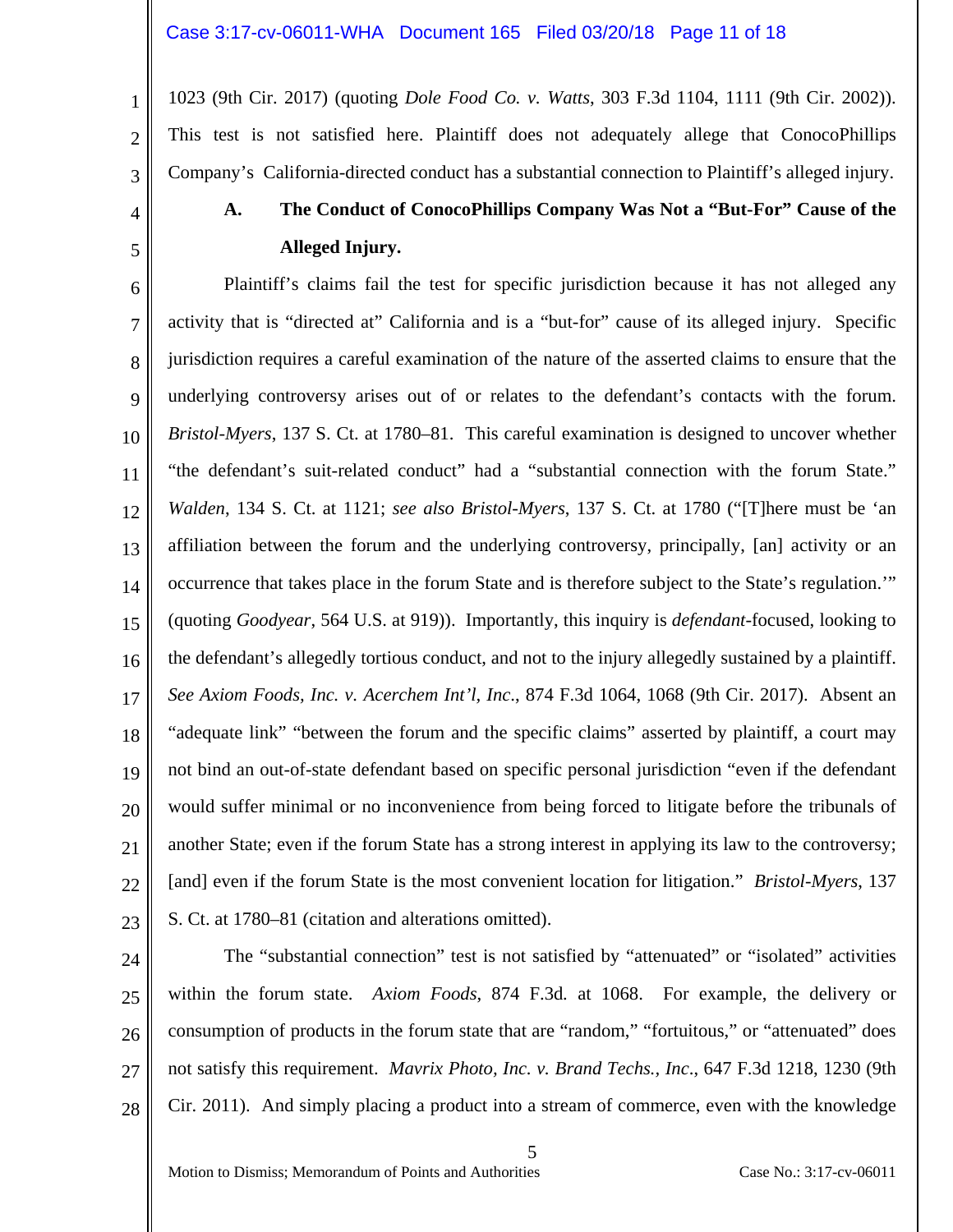1023 (9th Cir. 2017) (quoting *Dole Food Co. v. Watts*, 303 F.3d 1104, 1111 (9th Cir. 2002)). This test is not satisfied here. Plaintiff does not adequately allege that ConocoPhillips Company's California-directed conduct has a substantial connection to Plaintiff's alleged injury.

### A. The Conduct of ConocoPhillips Company Was Not a "But-For" Cause of the Alleged Injury.

Plaintiff's claims fail the test for specific jurisdiction because it has not alleged any activity that is "directed at" California and is a "but-for" cause of its alleged injury. Specific jurisdiction requires a careful examination of the nature of the asserted claims to ensure that the underlying controversy arises out of or relates to the defendant's contacts with the forum. *Bristol-Myers*, 137 S. Ct. at 1780–81. This careful examination is designed to uncover whether "the defendant's suit-related conduct" had a "substantial connection with the forum State." *Walden*, 134 S. Ct. at 1121; *see also Bristol-Myers*, 137 S. Ct. at 1780 ("[T]here must be 'an affiliation between the forum and the underlying controversy, principally, [an] activity or an occurrence that takes place in the forum State and is therefore subject to the State's regulation.'" (quoting *Goodyear*, 564 U.S. at 919)). Importantly, this inquiry is *defendant*-focused, looking to the defendant's allegedly tortious conduct, and not to the injury allegedly sustained by a plaintiff. *See Axiom Foods, Inc. v. Acerchem Int'l, Inc.*, 874 F.3d 1064, 1068 (9th Cir. 2017). Absent an "adequate link" "between the forum and the specific claims" asserted by plaintiff, a court may not bind an out-of-state defendant based on specific personal jurisdiction "even if the defendant would suffer minimal or no inconvenience from being forced to litigate before the tribunals of another State; even if the forum State has a strong interest in applying its law to the controversy; [and] even if the forum State is the most convenient location for litigation." *Bristol-Myers*, 137 S. Ct. at 1780–81 (citation and alterations omitted).

The "substantial connection" test is not satisfied by "attenuated" or "isolated" activities within the forum state. *Axiom Foods*, 874 F.3d. at 1068. For example, the delivery or consumption of products in the forum state that are "random," "fortuitous," or "attenuated" does not satisfy this requirement. *Mavrix Photo, Inc. v. Brand Techs., Inc.*, 647 F.3d 1218, 1230 (9th Cir. 2011). And simply placing a product into a stream of commerce, even with the knowledge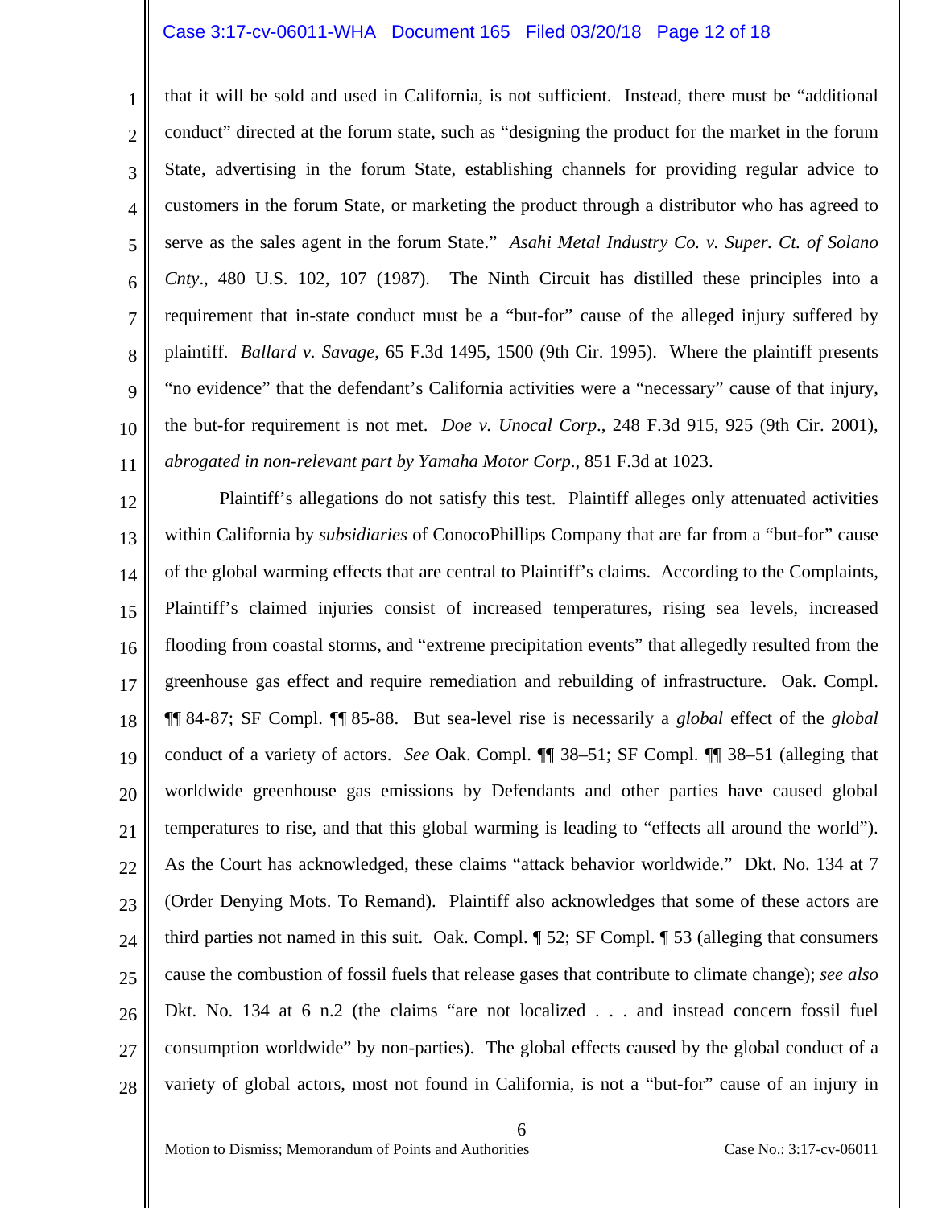that it will be sold and used in California, is not sufficient. Instead, there must be "additional conduct" directed at the forum state, such as "designing the product for the market in the forum State, advertising in the forum State, establishing channels for providing regular advice to customers in the forum State, or marketing the product through a distributor who has agreed to serve as the sales agent in the forum State." *Asahi Metal Industry Co. v. Super. Ct. of Solano Cnty*., 480 U.S. 102, 107 (1987). The Ninth Circuit has distilled these principles into a requirement that in-state conduct must be a "but-for" cause of the alleged injury suffered by plaintiff. *Ballard v. Savage*, 65 F.3d 1495, 1500 (9th Cir. 1995). Where the plaintiff presents "no evidence" that the defendant's California activities were a "necessary" cause of that injury, the but-for requirement is not met. *Doe v. Unocal Corp*., 248 F.3d 915, 925 (9th Cir. 2001), *abrogated in non-relevant part by Yamaha Motor Corp*., 851 F.3d at 1023.

Plaintiff's allegations do not satisfy this test. Plaintiff alleges only attenuated activities within California by *subsidiaries* of ConocoPhillips Company that are far from a "but-for" cause of the global warming effects that are central to Plaintiff's claims. According to the Complaints, Plaintiff's claimed injuries consist of increased temperatures, rising sea levels, increased flooding from coastal storms, and "extreme precipitation events" that allegedly resulted from the greenhouse gas effect and require remediation and rebuilding of infrastructure. Oak. Compl. ¶¶ 84-87; SF Compl. ¶¶ 85-88. But sea-level rise is necessarily a *global* effect of the *global* conduct of a variety of actors. *See* Oak. Compl. ¶¶ 38–51; SF Compl. ¶¶ 38–51 (alleging that worldwide greenhouse gas emissions by Defendants and other parties have caused global temperatures to rise, and that this global warming is leading to "effects all around the world"). As the Court has acknowledged, these claims "attack behavior worldwide." Dkt. No. 134 at 7 (Order Denying Mots. To Remand). Plaintiff also acknowledges that some of these actors are third parties not named in this suit. Oak. Compl. ¶ 52; SF Compl. ¶ 53 (alleging that consumers cause the combustion of fossil fuels that release gases that contribute to climate change); *see also* Dkt. No. 134 at 6 n.2 (the claims "are not localized . . . and instead concern fossil fuel consumption worldwide" by non-parties). The global effects caused by the global conduct of a variety of global actors, most not found in California, is not a "but-for" cause of an injury in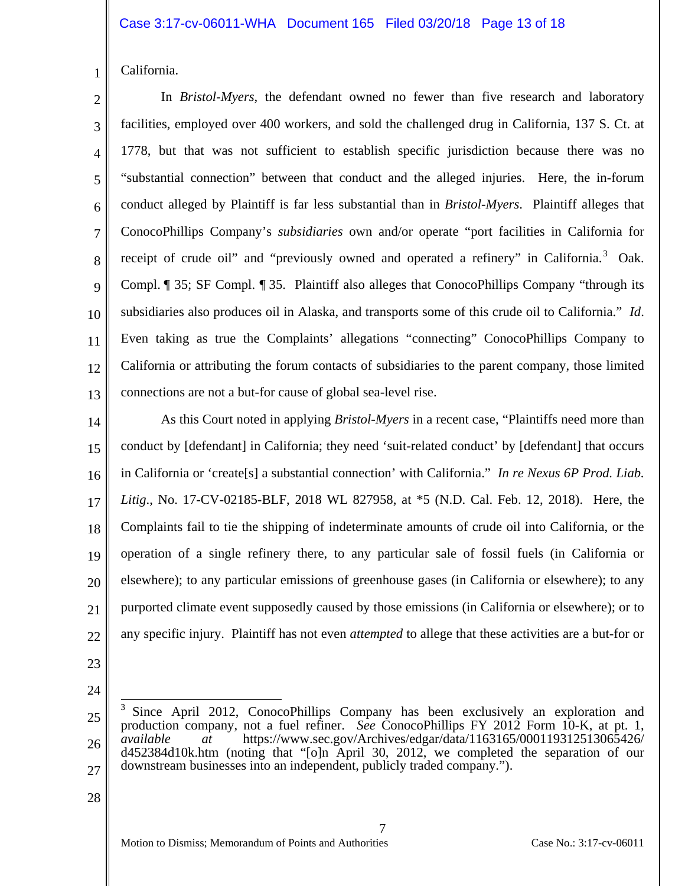California.

In *Bristol-Myers*, the defendant owned no fewer than five research and laboratory facilities, employed over 400 workers, and sold the challenged drug in California, 137 S. Ct. at 1778, but that was not sufficient to establish specific jurisdiction because there was no "substantial connection" between that conduct and the alleged injuries. Here, the in-forum conduct alleged by Plaintiff is far less substantial than in *Bristol-Myers*. Plaintiff alleges that ConocoPhillips Company's *subsidiaries* own and/or operate "port facilities in California for receipt of crude oil" and "previously owned and operated a refinery" in California.[3] Oak. Compl. ¶ 35; SF Compl. ¶ 35. Plaintiff also alleges that ConocoPhillips Company "through its subsidiaries also produces oil in Alaska, and transports some of this crude oil to California." *Id*. Even taking as true the Complaints' allegations "connecting" ConocoPhillips Company to California or attributing the forum contacts of subsidiaries to the parent company, those limited connections are not a but-for cause of global sea-level rise.

As this Court noted in applying *Bristol-Myers* in a recent case, "Plaintiffs need more than conduct by [defendant] in California; they need 'suit-related conduct' by [defendant] that occurs in California or 'create[s] a substantial connection' with California." *In re Nexus 6P Prod. Liab. Litig*., No. 17-CV-02185-BLF, 2018 WL 827958, at *5 (N.D. Cal. Feb. 12, 2018). Here, the Complaints fail to tie the shipping of indeterminate amounts of crude oil into California, or the operation of a single refinery there, to any particular sale of fossil fuels (in California or elsewhere); to any particular emissions of greenhouse gases (in California or elsewhere); to any purported climate event supposedly caused by those emissions (in California or elsewhere); or to any specific injury. Plaintiff has not even *attempted* to allege that these activities are a but-for or

---

[3] Since April 2012, ConocoPhillips Company has been exclusively an exploration and production company, not a fuel refiner. *See* ConocoPhillips FY 2012 Form 10-K, at pt. 1, *available at* https://www.sec.gov/Archives/edgar/data/1163165/000119312513065426/d452384d10k.htm (noting that "[o]n April 30, 2012, we completed the separation of our downstream businesses into an independent, publicly traded company.").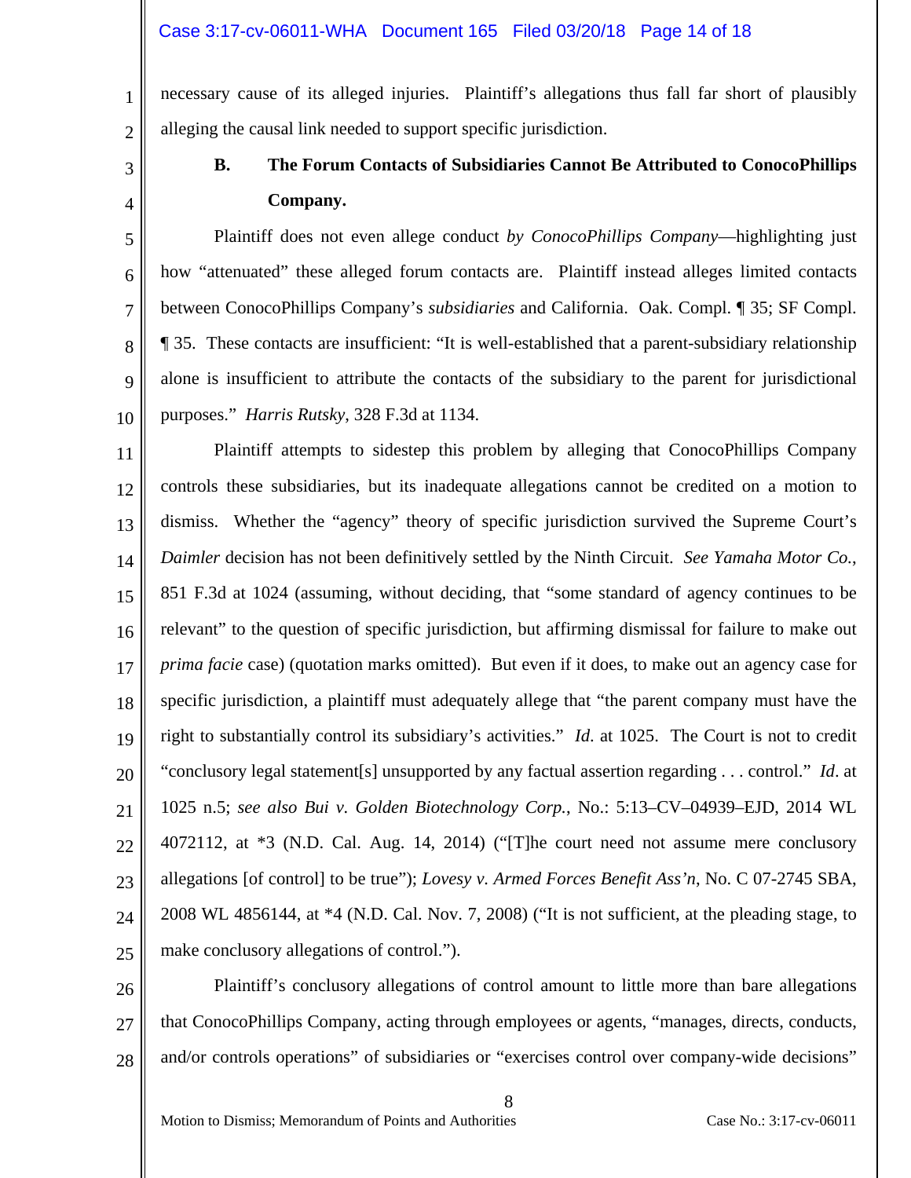necessary cause of its alleged injuries. Plaintiff's allegations thus fall far short of plausibly alleging the causal link needed to support specific jurisdiction.

### B. The Forum Contacts of Subsidiaries Cannot Be Attributed to ConocoPhillips Company.

Plaintiff does not even allege conduct *by ConocoPhillips Company*—highlighting just how "attenuated" these alleged forum contacts are. Plaintiff instead alleges limited contacts between ConocoPhillips Company's *subsidiaries* and California. Oak. Compl. ¶ 35; SF Compl. ¶ 35. These contacts are insufficient: "It is well-established that a parent-subsidiary relationship alone is insufficient to attribute the contacts of the subsidiary to the parent for jurisdictional purposes." *Harris Rutsky*, 328 F.3d at 1134.

Plaintiff attempts to sidestep this problem by alleging that ConocoPhillips Company controls these subsidiaries, but its inadequate allegations cannot be credited on a motion to dismiss. Whether the "agency" theory of specific jurisdiction survived the Supreme Court's *Daimler* decision has not been definitively settled by the Ninth Circuit. *See Yamaha Motor Co.*, 851 F.3d at 1024 (assuming, without deciding, that "some standard of agency continues to be relevant" to the question of specific jurisdiction, but affirming dismissal for failure to make out *prima facie* case) (quotation marks omitted). But even if it does, to make out an agency case for specific jurisdiction, a plaintiff must adequately allege that "the parent company must have the right to substantially control its subsidiary's activities." *Id*. at 1025. The Court is not to credit "conclusory legal statement[s] unsupported by any factual assertion regarding . . . control." *Id*. at 1025 n.5; *see also Bui v. Golden Biotechnology Corp.*, No.: 5:13–CV–04939–EJD, 2014 WL 4072112, at *3 (N.D. Cal. Aug. 14, 2014) ("[T]he court need not assume mere conclusory allegations [of control] to be true"); *Lovesy v. Armed Forces Benefit Ass'n*, No. C 07-2745 SBA, 2008 WL 4856144, at *4 (N.D. Cal. Nov. 7, 2008) ("It is not sufficient, at the pleading stage, to make conclusory allegations of control.").

Plaintiff's conclusory allegations of control amount to little more than bare allegations that ConocoPhillips Company, acting through employees or agents, "manages, directs, conducts, and/or controls operations" of subsidiaries or "exercises control over company-wide decisions"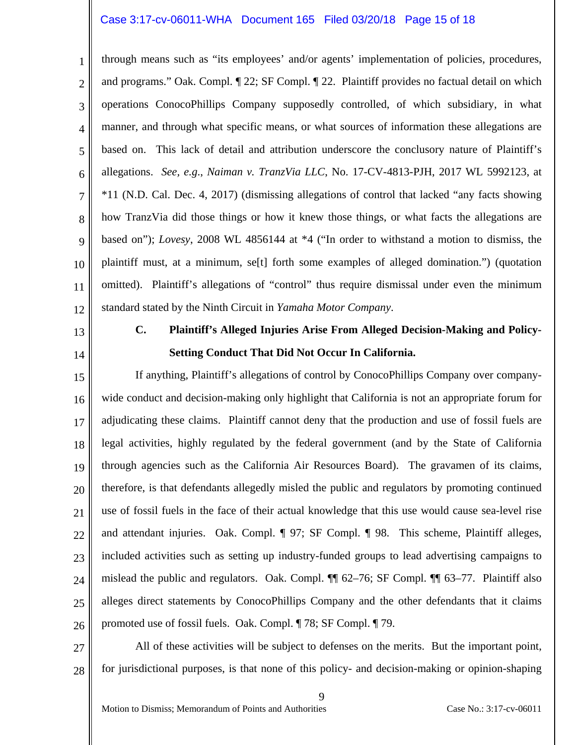through means such as "its employees' and/or agents' implementation of policies, procedures, and programs." Oak. Compl. ¶ 22; SF Compl. ¶ 22. Plaintiff provides no factual detail on which operations ConocoPhillips Company supposedly controlled, of which subsidiary, in what manner, and through what specific means, or what sources of information these allegations are based on. This lack of detail and attribution underscore the conclusory nature of Plaintiff's allegations. *See, e.g.*, *Naiman v. TranzVia LLC*, No. 17-CV-4813-PJH, 2017 WL 5992123, at *11 (N.D. Cal. Dec. 4, 2017) (dismissing allegations of control that lacked "any facts showing how TranzVia did those things or how it knew those things, or what facts the allegations are based on"); *Lovesy*, 2008 WL 4856144 at *4 ("In order to withstand a motion to dismiss, the plaintiff must, at a minimum, se[t] forth some examples of alleged domination.") (quotation omitted). Plaintiff's allegations of "control" thus require dismissal under even the minimum standard stated by the Ninth Circuit in *Yamaha Motor Company*.

### C. Plaintiff's Alleged Injuries Arise From Alleged Decision-Making and Policy-Setting Conduct That Did Not Occur In California.

If anything, Plaintiff's allegations of control by ConocoPhillips Company over company-wide conduct and decision-making only highlight that California is not an appropriate forum for adjudicating these claims. Plaintiff cannot deny that the production and use of fossil fuels are legal activities, highly regulated by the federal government (and by the State of California through agencies such as the California Air Resources Board). The gravamen of its claims, therefore, is that defendants allegedly misled the public and regulators by promoting continued use of fossil fuels in the face of their actual knowledge that this use would cause sea-level rise and attendant injuries. Oak. Compl. ¶ 97; SF Compl. ¶ 98. This scheme, Plaintiff alleges, included activities such as setting up industry-funded groups to lead advertising campaigns to mislead the public and regulators. Oak. Compl. ¶¶ 62–76; SF Compl. ¶¶ 63–77. Plaintiff also alleges direct statements by ConocoPhillips Company and the other defendants that it claims promoted use of fossil fuels. Oak. Compl. ¶ 78; SF Compl. ¶ 79.

All of these activities will be subject to defenses on the merits. But the important point, for jurisdictional purposes, is that none of this policy- and decision-making or opinion-shaping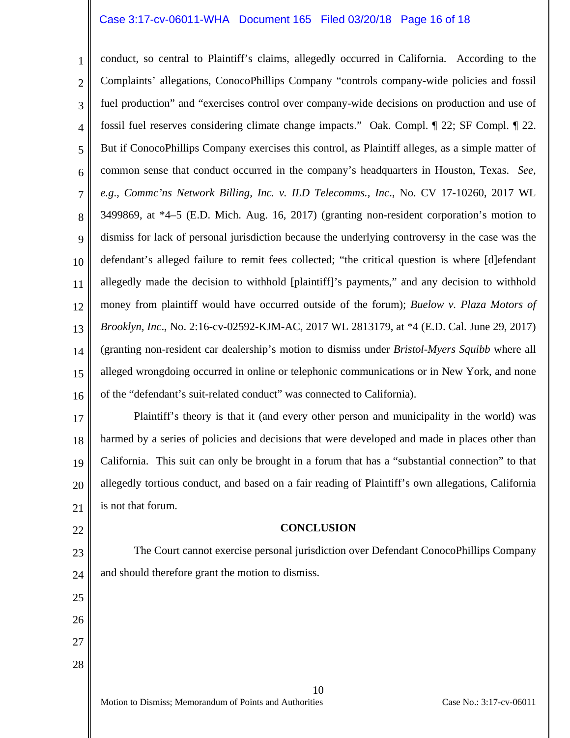conduct, so central to Plaintiff's claims, allegedly occurred in California. According to the Complaints' allegations, ConocoPhillips Company "controls company-wide policies and fossil fuel production" and "exercises control over company-wide decisions on production and use of fossil fuel reserves considering climate change impacts." Oak. Compl. ¶ 22; SF Compl. ¶ 22. But if ConocoPhillips Company exercises this control, as Plaintiff alleges, as a simple matter of common sense that conduct occurred in the company's headquarters in Houston, Texas. *See, e.g.*, *Commc'ns Network Billing, Inc. v. ILD Telecomms., Inc*., No. CV 17-10260, 2017 WL 3499869, at *4–5 (E.D. Mich. Aug. 16, 2017) (granting non-resident corporation's motion to dismiss for lack of personal jurisdiction because the underlying controversy in the case was the defendant's alleged failure to remit fees collected; "the critical question is where [d]efendant allegedly made the decision to withhold [plaintiff]'s payments," and any decision to withhold money from plaintiff would have occurred outside of the forum); *Buelow v. Plaza Motors of Brooklyn, Inc*., No. 2:16-cv-02592-KJM-AC, 2017 WL 2813179, at *4 (E.D. Cal. June 29, 2017) (granting non-resident car dealership's motion to dismiss under *Bristol-Myers Squibb* where all alleged wrongdoing occurred in online or telephonic communications or in New York, and none of the "defendant's suit-related conduct" was connected to California).

Plaintiff's theory is that it (and every other person and municipality in the world) was harmed by a series of policies and decisions that were developed and made in places other than California. This suit can only be brought in a forum that has a "substantial connection" to that allegedly tortious conduct, and based on a fair reading of Plaintiff's own allegations, California is not that forum.

## CONCLUSION

The Court cannot exercise personal jurisdiction over Defendant ConocoPhillips Company and should therefore grant the motion to dismiss.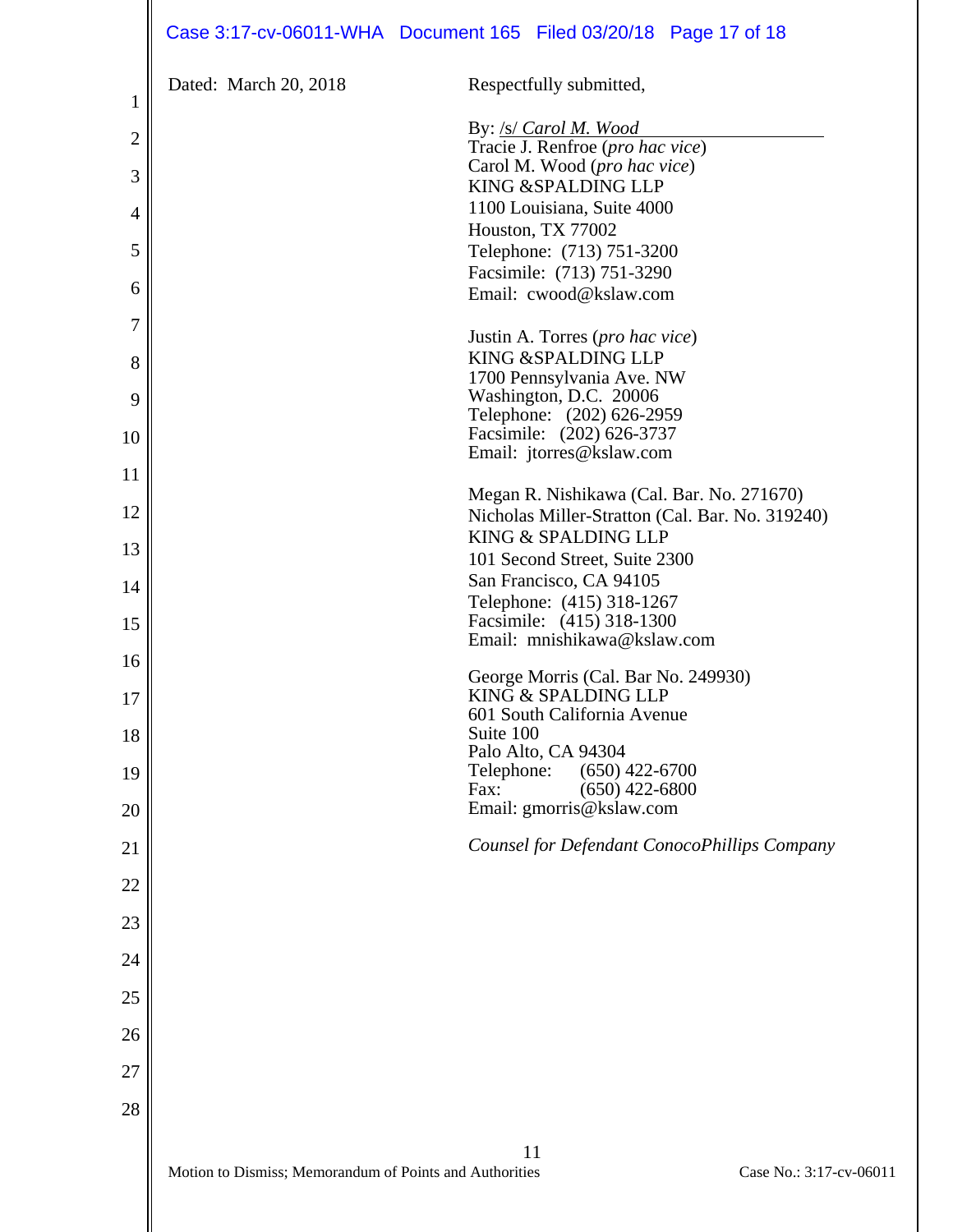Dated: March 20, 2018

Respectfully submitted,

By: /s/ *Carol M. Wood*

Tracie J. Renfroe (*pro hac vice*)
Carol M. Wood (*pro hac vice*)
KING &SPALDING LLP
1100 Louisiana, Suite 4000
Houston, TX 77002
Telephone: (713) 751-3200
Facsimile: (713) 751-3290
Email: cwood@kslaw.com

Justin A. Torres (*pro hac vice*)
KING &SPALDING LLP
1700 Pennsylvania Ave. NW
Washington, D.C. 20006
Telephone: (202) 626-2959
Facsimile: (202) 626-3737
Email: jtorres@kslaw.com

Megan R. Nishikawa (Cal. Bar. No. 271670)
Nicholas Miller-Stratton (Cal. Bar. No. 319240)
KING & SPALDING LLP
101 Second Street, Suite 2300
San Francisco, CA 94105
Telephone: (415) 318-1267
Facsimile: (415) 318-1300
Email: mnishikawa@kslaw.com

George Morris (Cal. Bar No. 249930)
KING & SPALDING LLP
601 South California Avenue
Suite 100
Palo Alto, CA 94304
Telephone: (650) 422-6700
Fax: (650) 422-6800
Email: gmorris@kslaw.com

*Counsel for Defendant ConocoPhillips Company*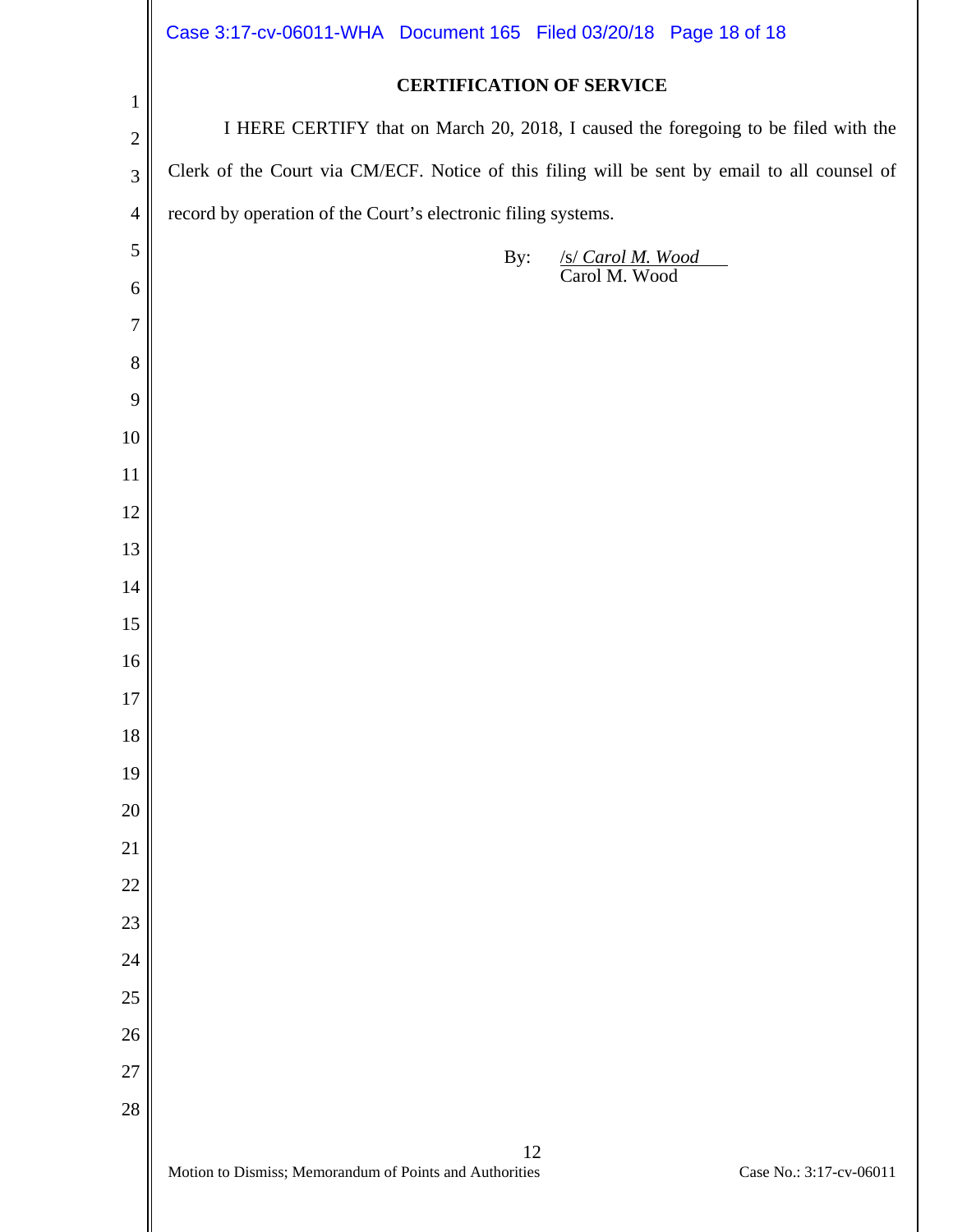## CERTIFICATION OF SERVICE

I HERE CERTIFY that on March 20, 2018, I caused the foregoing to be filed with the Clerk of the Court via CM/ECF. Notice of this filing will be sent by email to all counsel of record by operation of the Court's electronic filing systems.

By: /s/ *Carol M. Wood*
Carol M. Wood